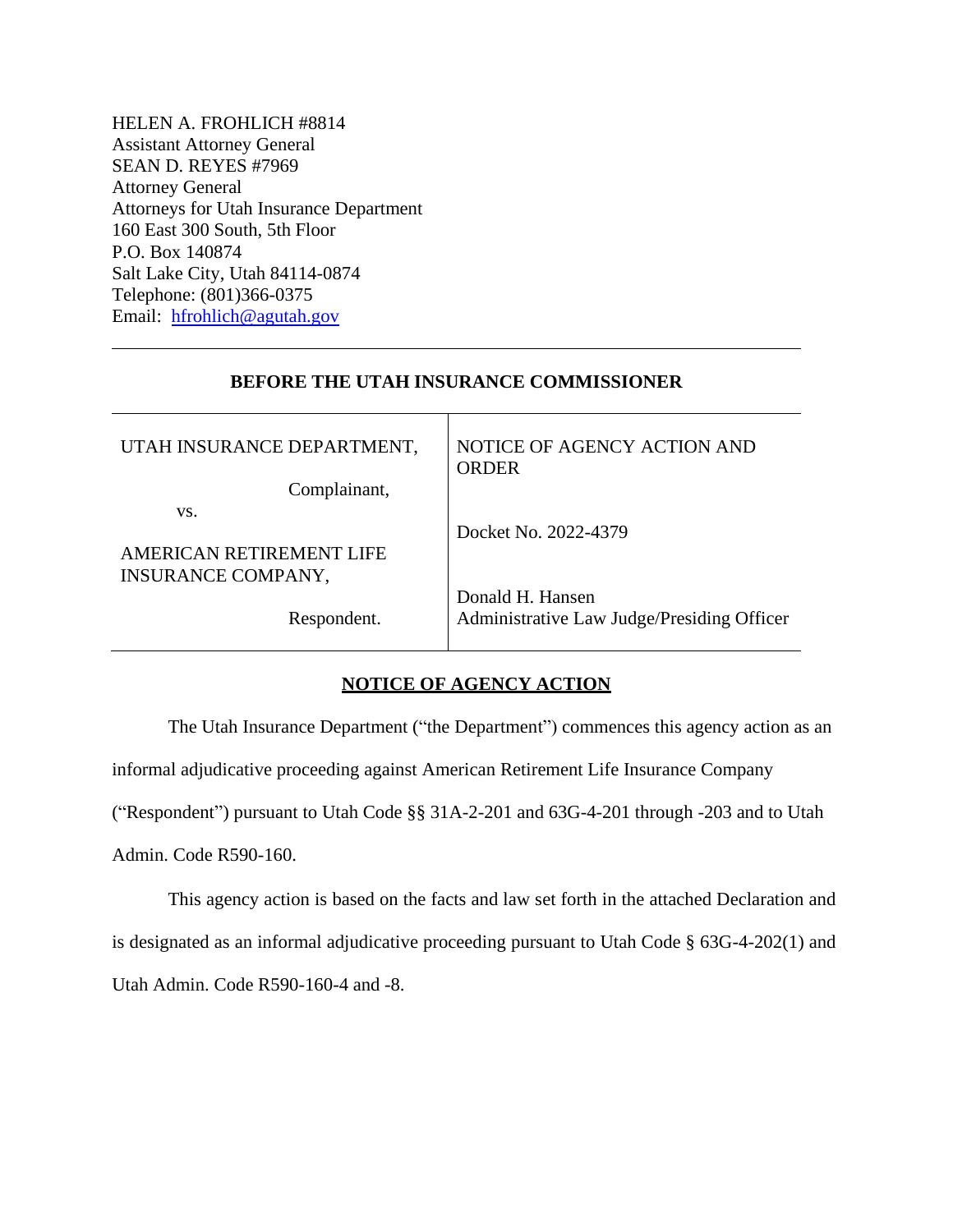HELEN A. FROHLICH #8814
Assistant Attorney General
SEAN D. REYES #7969
Attorney General
Attorneys for Utah Insurance Department
160 East 300 South, 5th Floor
P.O. Box 140874
Salt Lake City, Utah 84114-0874
Telephone: (801)366-0375
Email: hfrohlich@agutah.gov

---

**BEFORE THE UTAH INSURANCE COMMISSIONER**

| | |
|---|---|
| UTAH INSURANCE DEPARTMENT,<br><br>Complainant,<br><br>vs.<br><br>AMERICAN RETIREMENT LIFE INSURANCE COMPANY,<br><br>Respondent. | NOTICE OF AGENCY ACTION AND ORDER<br><br>Docket No. 2022-4379<br><br>Donald H. Hansen<br>Administrative Law Judge/Presiding Officer |

## NOTICE OF AGENCY ACTION

The Utah Insurance Department ("the Department") commences this agency action as an informal adjudicative proceeding against American Retirement Life Insurance Company ("Respondent") pursuant to Utah Code §§ 31A-2-201 and 63G-4-201 through -203 and to Utah Admin. Code R590-160.

This agency action is based on the facts and law set forth in the attached Declaration and is designated as an informal adjudicative proceeding pursuant to Utah Code § 63G-4-202(1) and Utah Admin. Code R590-160-4 and -8.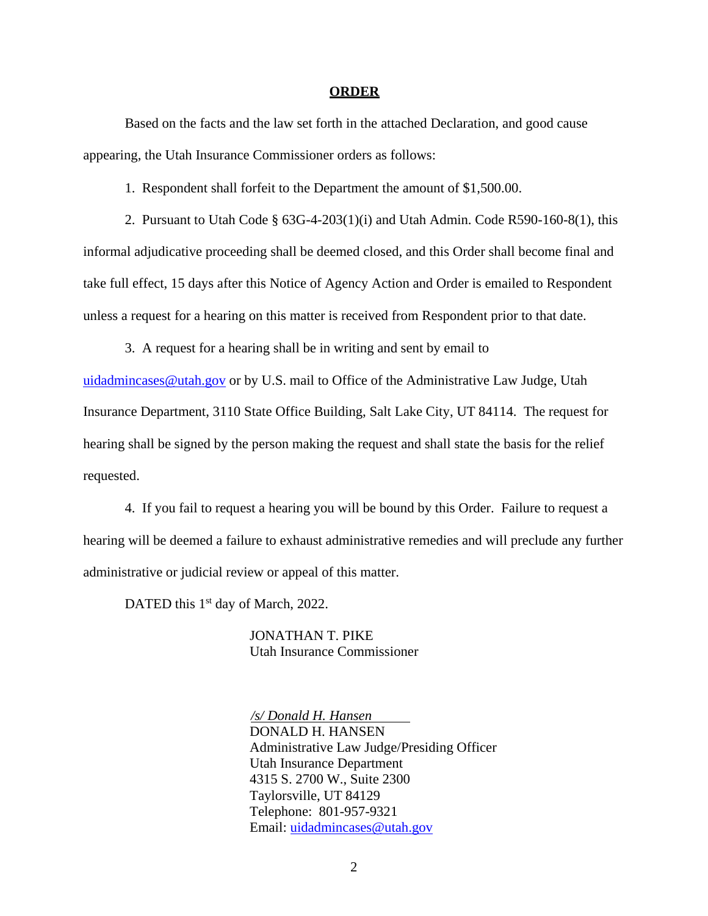## ORDER

Based on the facts and the law set forth in the attached Declaration, and good cause appearing, the Utah Insurance Commissioner orders as follows:

1. Respondent shall forfeit to the Department the amount of $1,500.00.

2. Pursuant to Utah Code § 63G-4-203(1)(i) and Utah Admin. Code R590-160-8(1), this informal adjudicative proceeding shall be deemed closed, and this Order shall become final and take full effect, 15 days after this Notice of Agency Action and Order is emailed to Respondent unless a request for a hearing on this matter is received from Respondent prior to that date.

3. A request for a hearing shall be in writing and sent by email to uidadmincases@utah.gov or by U.S. mail to Office of the Administrative Law Judge, Utah Insurance Department, 3110 State Office Building, Salt Lake City, UT 84114. The request for hearing shall be signed by the person making the request and shall state the basis for the relief requested.

4. If you fail to request a hearing you will be bound by this Order. Failure to request a hearing will be deemed a failure to exhaust administrative remedies and will preclude any further administrative or judicial review or appeal of this matter.

DATED this 1st day of March, 2022.

JONATHAN T. PIKE
Utah Insurance Commissioner

*/s/ Donald H. Hansen*
DONALD H. HANSEN
Administrative Law Judge/Presiding Officer
Utah Insurance Department
4315 S. 2700 W., Suite 2300
Taylorsville, UT 84129
Telephone: 801-957-9321
Email: uidadmincases@utah.gov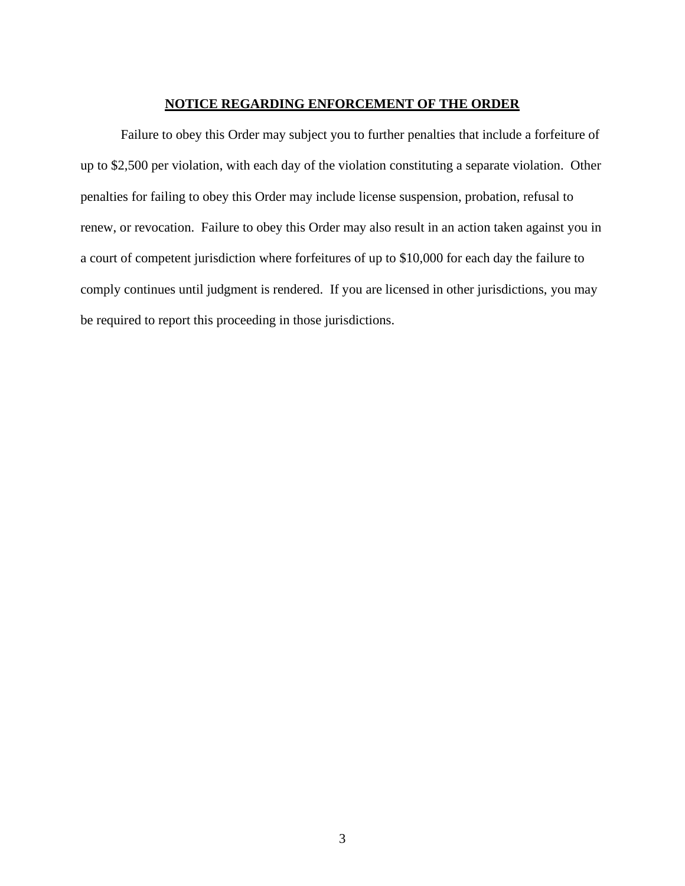## NOTICE REGARDING ENFORCEMENT OF THE ORDER

Failure to obey this Order may subject you to further penalties that include a forfeiture of up to $2,500 per violation, with each day of the violation constituting a separate violation. Other penalties for failing to obey this Order may include license suspension, probation, refusal to renew, or revocation. Failure to obey this Order may also result in an action taken against you in a court of competent jurisdiction where forfeitures of up to $10,000 for each day the failure to comply continues until judgment is rendered. If you are licensed in other jurisdictions, you may be required to report this proceeding in those jurisdictions.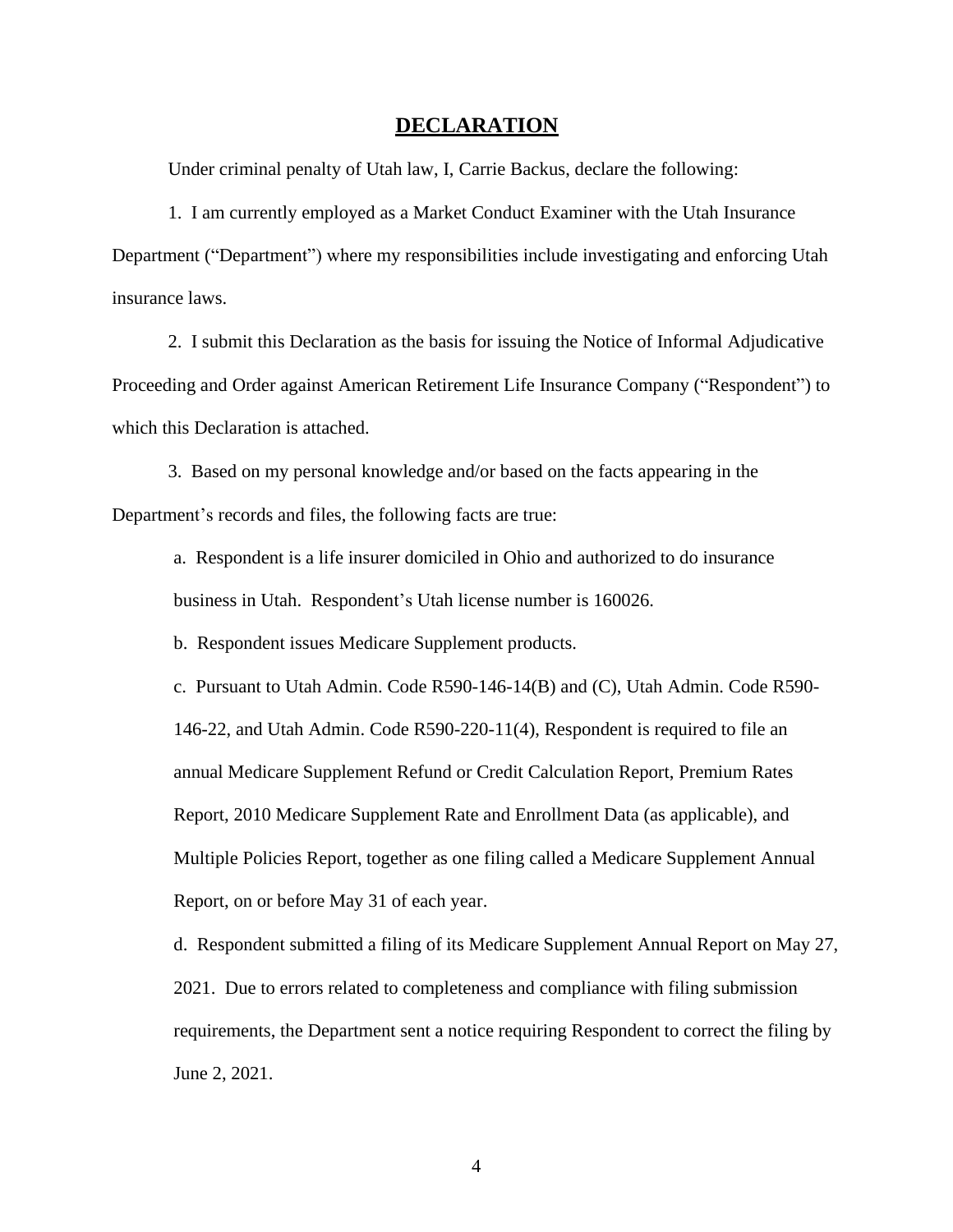# **DECLARATION**

Under criminal penalty of Utah law, I, Carrie Backus, declare the following:

1. I am currently employed as a Market Conduct Examiner with the Utah Insurance Department ("Department") where my responsibilities include investigating and enforcing Utah insurance laws.

2. I submit this Declaration as the basis for issuing the Notice of Informal Adjudicative Proceeding and Order against American Retirement Life Insurance Company ("Respondent") to which this Declaration is attached.

3. Based on my personal knowledge and/or based on the facts appearing in the Department's records and files, the following facts are true:

a. Respondent is a life insurer domiciled in Ohio and authorized to do insurance business in Utah. Respondent's Utah license number is 160026.

b. Respondent issues Medicare Supplement products.

c. Pursuant to Utah Admin. Code R590-146-14(B) and (C), Utah Admin. Code R590-146-22, and Utah Admin. Code R590-220-11(4), Respondent is required to file an annual Medicare Supplement Refund or Credit Calculation Report, Premium Rates Report, 2010 Medicare Supplement Rate and Enrollment Data (as applicable), and Multiple Policies Report, together as one filing called a Medicare Supplement Annual Report, on or before May 31 of each year.

d. Respondent submitted a filing of its Medicare Supplement Annual Report on May 27, 2021. Due to errors related to completeness and compliance with filing submission requirements, the Department sent a notice requiring Respondent to correct the filing by June 2, 2021.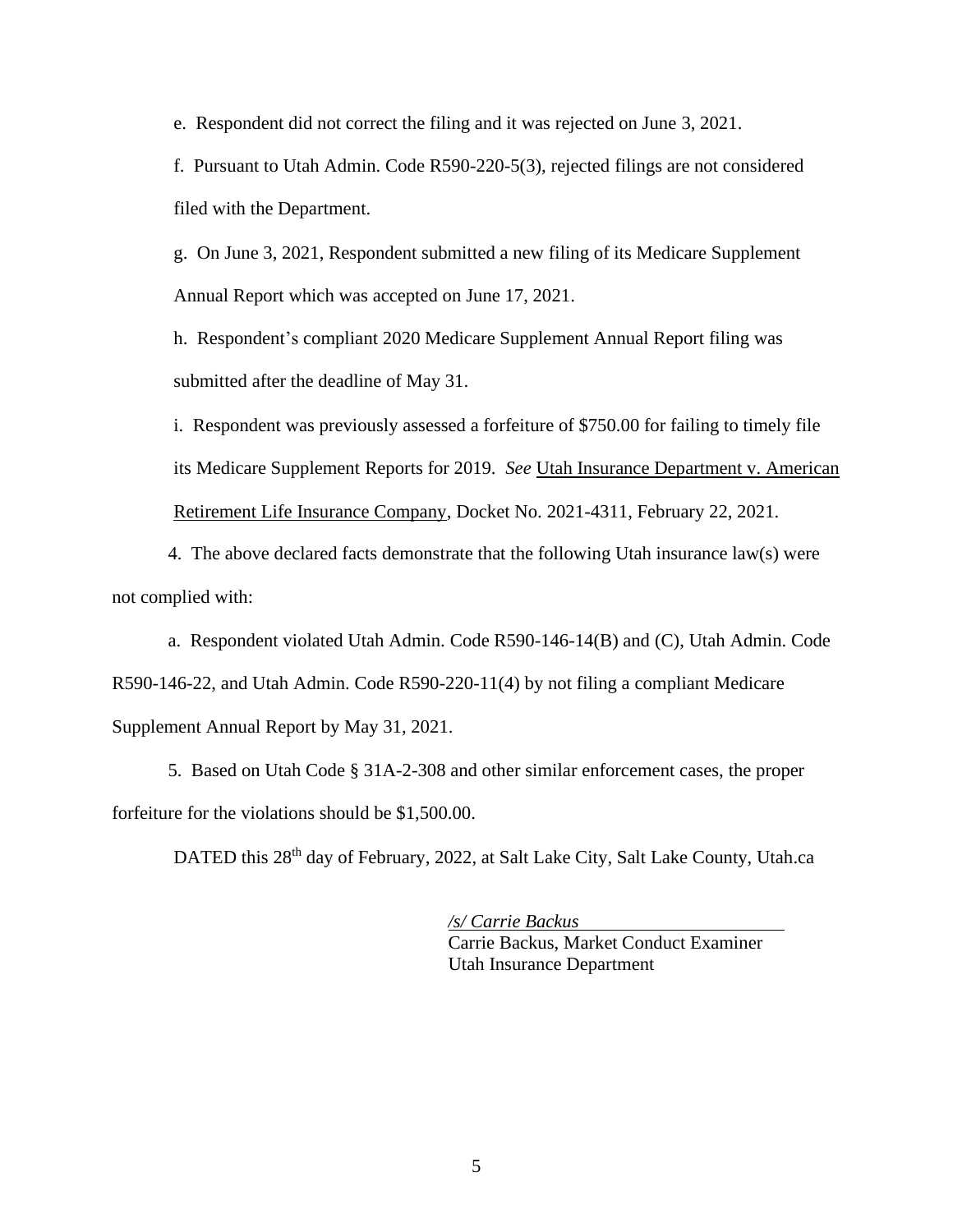e. Respondent did not correct the filing and it was rejected on June 3, 2021.

f. Pursuant to Utah Admin. Code R590-220-5(3), rejected filings are not considered filed with the Department.

g. On June 3, 2021, Respondent submitted a new filing of its Medicare Supplement Annual Report which was accepted on June 17, 2021.

h. Respondent's compliant 2020 Medicare Supplement Annual Report filing was submitted after the deadline of May 31.

i. Respondent was previously assessed a forfeiture of $750.00 for failing to timely file its Medicare Supplement Reports for 2019. *See* Utah Insurance Department v. American Retirement Life Insurance Company, Docket No. 2021-4311, February 22, 2021.

4. The above declared facts demonstrate that the following Utah insurance law(s) were not complied with:

a. Respondent violated Utah Admin. Code R590-146-14(B) and (C), Utah Admin. Code R590-146-22, and Utah Admin. Code R590-220-11(4) by not filing a compliant Medicare Supplement Annual Report by May 31, 2021.

5. Based on Utah Code § 31A-2-308 and other similar enforcement cases, the proper forfeiture for the violations should be $1,500.00.

DATED this 28th day of February, 2022, at Salt Lake City, Salt Lake County, Utah.ca

*/s/ Carrie Backus*
Carrie Backus, Market Conduct Examiner
Utah Insurance Department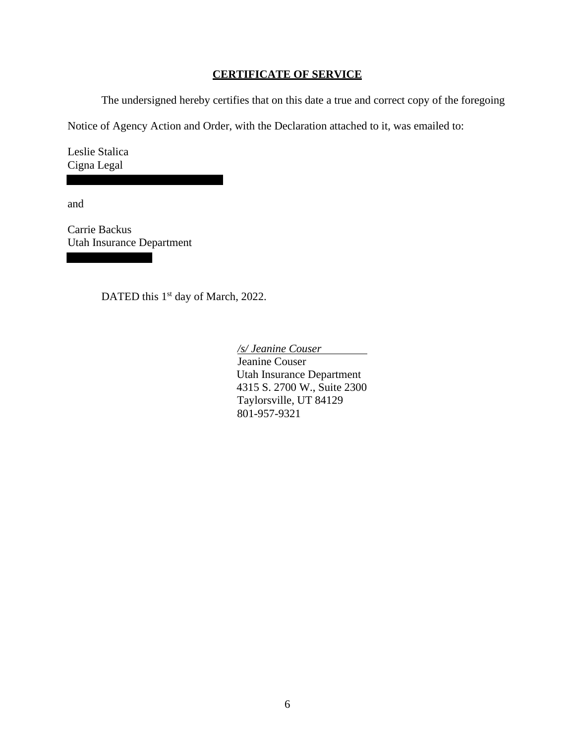## CERTIFICATE OF SERVICE

The undersigned hereby certifies that on this date a true and correct copy of the foregoing Notice of Agency Action and Order, with the Declaration attached to it, was emailed to:

Leslie Stalica
Cigna Legal

and

Carrie Backus
Utah Insurance Department

DATED this 1st day of March, 2022.

*/s/ Jeanine Couser*
Jeanine Couser
Utah Insurance Department
4315 S. 2700 W., Suite 2300
Taylorsville, UT 84129
801-957-9321